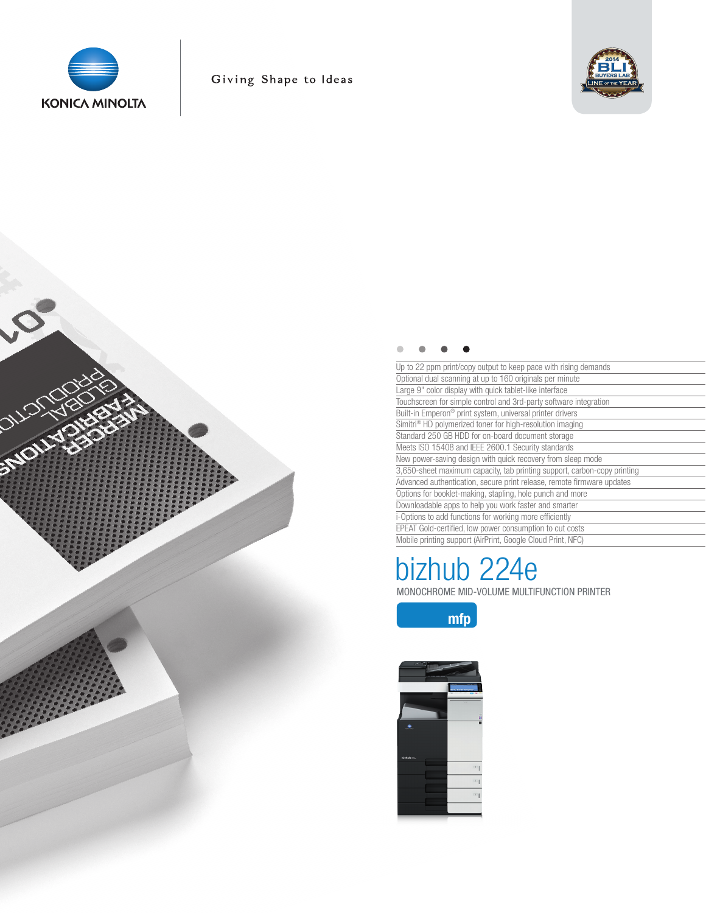KONICA MINOLTA

Giving Shape to Ideas

2014 BLI BUYERS LAB LINE OF THE YEAR

- Up to 22 ppm print/copy output to keep pace with rising demands
- Optional dual scanning at up to 160 originals per minute
- Large 9" color display with quick tablet-like interface
- Touchscreen for simple control and 3rd-party software integration
- Built-in Emperon® print system, universal printer drivers
- Simitri® HD polymerized toner for high-resolution imaging
- Standard 250 GB HDD for on-board document storage
- Meets ISO 15408 and IEEE 2600.1 Security standards
- New power-saving design with quick recovery from sleep mode
- 3,650-sheet maximum capacity, tab printing support, carbon-copy printing
- Advanced authentication, secure print release, remote firmware updates
- Options for booklet-making, stapling, hole punch and more
- Downloadable apps to help you work faster and smarter
- i-Options to add functions for working more efficiently
- EPEAT Gold-certified, low power consumption to cut costs
- Mobile printing support (AirPrint, Google Cloud Print, NFC)

# bizhub 224e

MONOCHROME MID-VOLUME MULTIFUNCTION PRINTER

mfp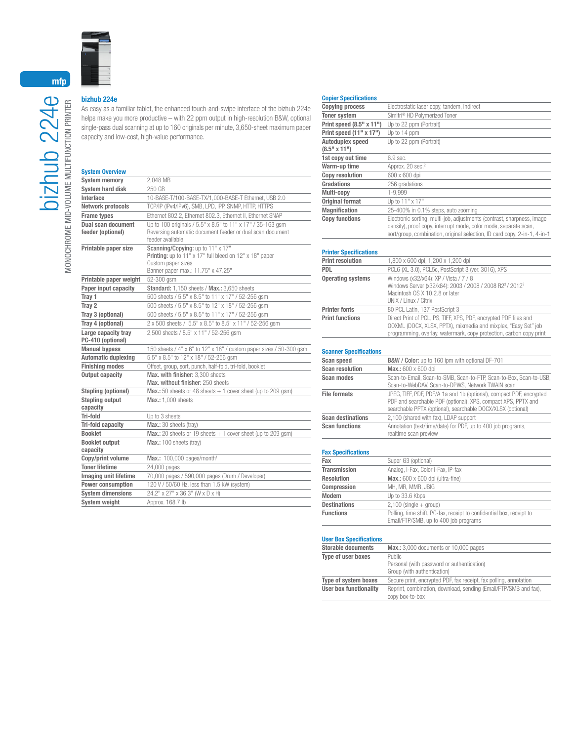# bizhub 224e

MONOCHROME MID-VOLUME MULTIFUNCTION PRINTER

## bizhub 224e

As easy as a familiar tablet, the enhanced touch-and-swipe interface of the bizhub 224e helps make you more productive – with 22 ppm output in high-resolution B&W, optional single-pass dual scanning at up to 160 originals per minute, 3,650-sheet maximum paper capacity and low-cost, high-value performance.

### System Overview

| | |
|---|---|
| **System memory** | 2,048 MB |
| **System hard disk** | 250 GB |
| **Interface** | 10-BASE-T/100-BASE-TX/1,000-BASE-T Ethernet, USB 2.0 |
| **Network protocols** | TCP/IP (IPv4/IPv6), SMB, LPD, IPP, SNMP, HTTP, HTTPS |
| **Frame types** | Ethernet 802.2, Ethernet 802.3, Ethernet II, Ethernet SNAP |
| **Dual scan document feeder (optional)** | Up to 100 originals / 5.5" x 8.5" to 11" x 17" / 35-163 gsm<br>Reversing automatic document feeder or dual scan document feeder available |
| **Printable paper size** | **Scanning/Copying:** up to 11" x 17"<br>**Printing:** up to 11" x 17" full bleed on 12" x 18" paper<br>Custom paper sizes<br>Banner paper max.: 11.75" x 47.25" |
| **Printable paper weight** | 52-300 gsm |
| **Paper input capacity** | **Standard:** 1,150 sheets / **Max.:** 3,650 sheets |
| **Tray 1** | 500 sheets / 5.5" x 8.5" to 11" x 17" / 52-256 gsm |
| **Tray 2** | 500 sheets / 5.5" x 8.5" to 12" x 18" / 52-256 gsm |
| **Tray 3 (optional)** | 500 sheets / 5.5" x 8.5" to 11" x 17" / 52-256 gsm |
| **Tray 4 (optional)** | 2 x 500 sheets / 5.5" x 8.5" to 8.5" x 11" / 52-256 gsm |
| **Large capacity tray PC-410 (optional)** | 2,500 sheets / 8.5" x 11" / 52-256 gsm |
| **Manual bypass** | 150 sheets / 4" x 6" to 12" x 18" / custom paper sizes / 50-300 gsm |
| **Automatic duplexing** | 5.5" x 8.5" to 12" x 18" / 52-256 gsm |
| **Finishing modes** | Offset, group, sort, punch, half-fold, tri-fold, booklet |
| **Output capacity** | **Max. with finisher:** 3,300 sheets<br>**Max. without finisher:** 250 sheets |
| **Stapling (optional)** | **Max.:** 50 sheets or 48 sheets + 1 cover sheet (up to 209 gsm) |
| **Stapling output capacity** | **Max.:** 1,000 sheets |
| **Tri-fold** | Up to 3 sheets |
| **Tri-fold capacity** | **Max.:** 30 sheets (tray) |
| **Booklet** | **Max.:** 20 sheets or 19 sheets + 1 cover sheet (up to 209 gsm) |
| **Booklet output capacity** | **Max.:** 100 sheets (tray) |
| **Copy/print volume** | **Max.:** 100,000 pages/month[1] |
| **Toner lifetime** | 24,000 pages |
| **Imaging unit lifetime** | 70,000 pages / 590,000 pages (Drum / Developer) |
| **Power consumption** | 120 V / 50/60 Hz, less than 1.5 kW (system) |
| **System dimensions** | 24.2" x 27" x 36.3" (W x D x H) |
| **System weight** | Approx. 168.7 lb |

### Copier Specifications

| | |
|---|---|
| **Copying process** | Electrostatic laser copy, tandem, indirect |
| **Toner system** | Simitri® HD Polymerized Toner |
| **Print speed (8.5" x 11")** | Up to 22 ppm (Portrait) |
| **Print speed (11" x 17")** | Up to 14 ppm |
| **Autoduplex speed (8.5" x 11")** | Up to 22 ppm (Portrait) |
| **1st copy out time** | 6.9 sec. |
| **Warm-up time** | Approx. 20 sec.[2] |
| **Copy resolution** | 600 x 600 dpi |
| **Gradations** | 256 gradations |
| **Multi-copy** | 1-9,999 |
| **Original format** | Up to 11" x 17" |
| **Magnification** | 25-400% in 0.1% steps, auto zooming |
| **Copy functions** | Electronic sorting, multi-job, adjustments (contrast, sharpness, image density), proof copy, interrupt mode, color mode, separate scan, sort/group, combination, original selection, ID card copy, 2-in-1, 4-in-1 |

### Printer Specifications

| | |
|---|---|
| **Print resolution** | 1,800 x 600 dpi, 1,200 x 1,200 dpi |
| **PDL** | PCL6 (XL 3.0), PCL5c, PostScript 3 (ver. 3016), XPS |
| **Operating systems** | Windows (x32/x64): XP / Vista / 7 / 8<br>Windows Server (x32/x64): 2003 / 2008 / 2008 R2[3] / 2012[3]<br>Macintosh OS X 10.2.8 or later<br>UNIX / Linux / Citrix |
| **Printer fonts** | 80 PCL Latin, 137 PostScript 3 |
| **Print functions** | Direct Print of PCL, PS, TIFF, XPS, PDF, encrypted PDF files and OOXML (DOCX, XLSX, PPTX), mixmedia and mixplex, "Easy Set" job programming, overlay, watermark, copy protection, carbon copy print |

### Scanner Specifications

| | |
|---|---|
| **Scan speed** | **B&W / Color:** up to 160 ipm with optional DF-701 |
| **Scan resolution** | **Max.:** 600 x 600 dpi |
| **Scan modes** | Scan-to-Email, Scan-to-SMB, Scan-to-FTP, Scan-to-Box, Scan-to-USB, Scan-to-WebDAV, Scan-to-DPWS, Network TWAIN scan |
| **File formats** | JPEG, TIFF, PDF, PDF/A 1a and 1b (optional), compact PDF, encrypted PDF and searchable PDF (optional), XPS, compact XPS, PPTX and searchable PPTX (optional), searchable DOCX/XLSX (optional) |
| **Scan destinations** | 2,100 (shared with fax), LDAP support |
| **Scan functions** | Annotation (text/time/date) for PDF, up to 400 job programs, realtime scan preview |

### Fax Specifications

| | |
|---|---|
| **Fax** | Super G3 (optional) |
| **Transmission** | Analog, i-Fax, Color i-Fax, IP-fax |
| **Resolution** | **Max.:** 600 x 600 dpi (ultra-fine) |
| **Compression** | MH, MR, MMR, JBIG |
| **Modem** | Up to 33.6 Kbps |
| **Destinations** | 2,100 (single + group) |
| **Functions** | Polling, time shift, PC-fax, receipt to confidential box, receipt to Email/FTP/SMB, up to 400 job programs |

### User Box Specifications

| | |
|---|---|
| **Storable documents** | **Max.:** 3,000 documents or 10,000 pages |
| **Type of user boxes** | Public<br>Personal (with password or authentication)<br>Group (with authentication) |
| **Type of system boxes** | Secure print, encrypted PDF, fax receipt, fax polling, annotation |
| **User box functionality** | Reprint, combination, download, sending (Email/FTP/SMB and fax), copy box-to-box |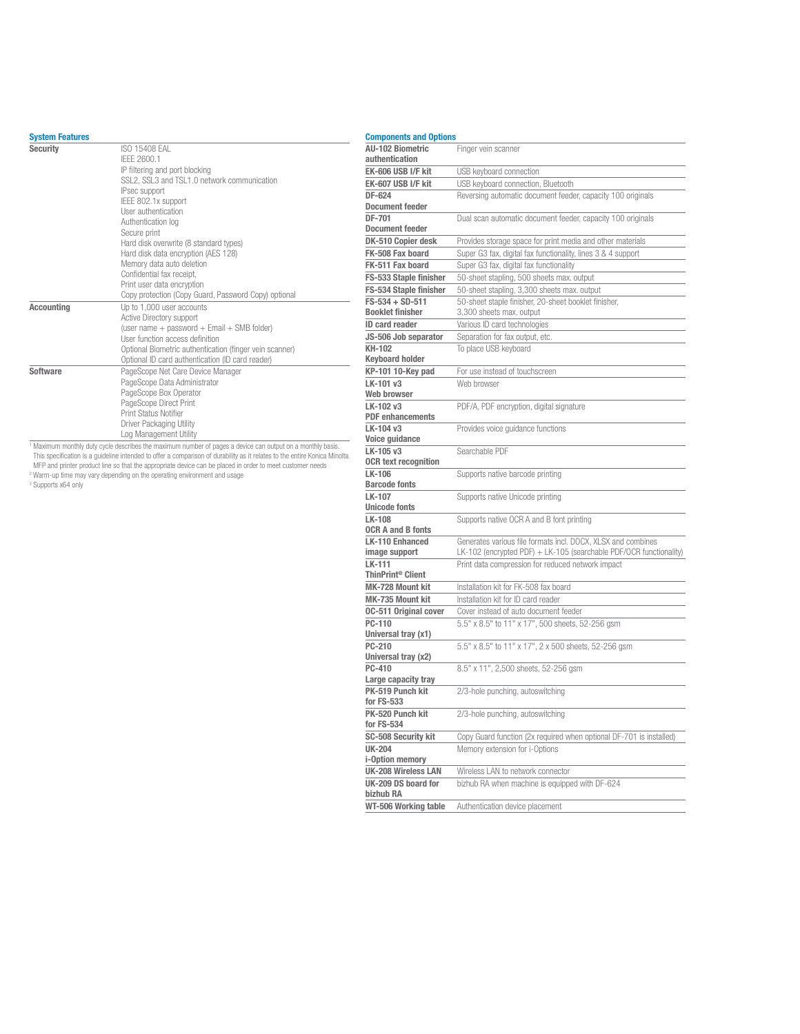## System Features

| | |
|---|---|
| **Security** | ISO 15408 EAL<br>IEEE 2600.1<br>IP filtering and port blocking<br>SSL2, SSL3 and TSL1.0 network communication<br>IPsec support<br>IEEE 802.1x support<br>User authentication<br>Authentication log<br>Secure print<br>Hard disk overwrite (8 standard types)<br>Hard disk data encryption (AES 128)<br>Memory data auto deletion<br>Confidential fax receipt,<br>Print user data encryption<br>Copy protection (Copy Guard, Password Copy) optional |
| **Accounting** | Up to 1,000 user accounts<br>Active Directory support<br>(user name + password + Email + SMB folder)<br>User function access definition<br>Optional Biometric authentication (finger vein scanner)<br>Optional ID card authentication (ID card reader) |
| **Software** | PageScope Net Care Device Manager<br>PageScope Data Administrator<br>PageScope Box Operator<br>PageScope Direct Print<br>Print Status Notifier<br>Driver Packaging Utility<br>Log Management Utility |

[1] Maximum monthly duty cycle describes the maximum number of pages a device can output on a monthly basis. This specification is a guideline intended to offer a comparison of durability as it relates to the entire Konica Minolta MFP and printer product line so that the appropriate device can be placed in order to meet customer needs
[2] Warm-up time may vary depending on the operating environment and usage
[3] Supports x64 only

## Components and Options

| | |
|---|---|
| **AU-102 Biometric authentication** | Finger vein scanner |
| **EK-606 USB I/F kit** | USB keyboard connection |
| **EK-607 USB I/F kit** | USB keyboard connection, Bluetooth |
| **DF-624 Document feeder** | Reversing automatic document feeder, capacity 100 originals |
| **DF-701 Document feeder** | Dual scan automatic document feeder, capacity 100 originals |
| **DK-510 Copier desk** | Provides storage space for print media and other materials |
| **FK-508 Fax board** | Super G3 fax, digital fax functionality, lines 3 & 4 support |
| **FK-511 Fax board** | Super G3 fax, digital fax functionality |
| **FS-533 Staple finisher** | 50-sheet stapling, 500 sheets max. output |
| **FS-534 Staple finisher** | 50-sheet stapling, 3,300 sheets max. output |
| **FS-534 + SD-511 Booklet finisher** | 50-sheet staple finisher, 20-sheet booklet finisher, 3,300 sheets max. output |
| **ID card reader** | Various ID card technologies |
| **JS-506 Job separator** | Separation for fax output, etc. |
| **KH-102 Keyboard holder** | To place USB keyboard |
| **KP-101 10-Key pad** | For use instead of touchscreen |
| **LK-101 v3 Web browser** | Web browser |
| **LK-102 v3 PDF enhancements** | PDF/A, PDF encryption, digital signature |
| **LK-104 v3 Voice guidance** | Provides voice guidance functions |
| **LK-105 v3 OCR text recognition** | Searchable PDF |
| **LK-106 Barcode fonts** | Supports native barcode printing |
| **LK-107 Unicode fonts** | Supports native Unicode printing |
| **LK-108 OCR A and B fonts** | Supports native OCR A and B font printing |
| **LK-110 Enhanced image support** | Generates various file formats incl. DOCX, XLSX and combines LK-102 (encrypted PDF) + LK-105 (searchable PDF/OCR functionality) |
| **LK-111 ThinPrint® Client** | Print data compression for reduced network impact |
| **MK-728 Mount kit** | Installation kit for FK-508 fax board |
| **MK-735 Mount kit** | Installation kit for ID card reader |
| **OC-511 Original cover** | Cover instead of auto document feeder |
| **PC-110 Universal tray (x1)** | 5.5" x 8.5" to 11" x 17", 500 sheets, 52-256 gsm |
| **PC-210 Universal tray (x2)** | 5.5" x 8.5" to 11" x 17", 2 x 500 sheets, 52-256 gsm |
| **PC-410 Large capacity tray** | 8.5" x 11", 2,500 sheets, 52-256 gsm |
| **PK-519 Punch kit for FS-533** | 2/3-hole punching, autoswitching |
| **PK-520 Punch kit for FS-534** | 2/3-hole punching, autoswitching |
| **SC-508 Security kit** | Copy Guard function (2x required when optional DF-701 is installed) |
| **UK-204 i-Option memory** | Memory extension for i-Options |
| **UK-208 Wireless LAN** | Wireless LAN to network connector |
| **UK-209 DS board for bizhub RA** | bizhub RA when machine is equipped with DF-624 |
| **WT-506 Working table** | Authentication device placement |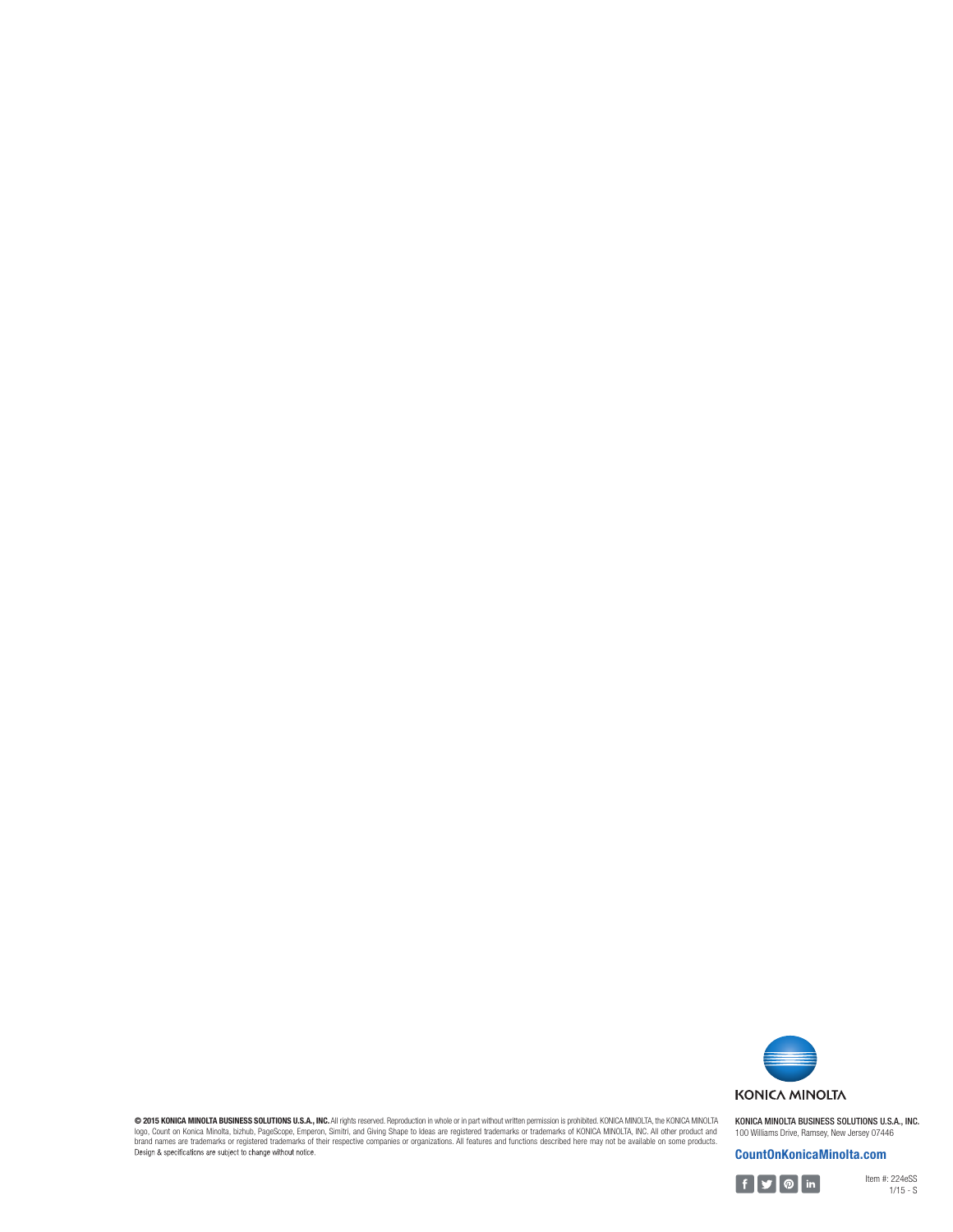KONICA MINOLTA

**© 2015 KONICA MINOLTA BUSINESS SOLUTIONS U.S.A., INC.** All rights reserved. Reproduction in whole or in part without written permission is prohibited. KONICA MINOLTA, the KONICA MINOLTA logo, Count on Konica Minolta, bizhub, PageScope, Emperon, Simitri, and Giving Shape to Ideas are registered trademarks or trademarks of KONICA MINOLTA, INC. All other product and brand names are trademarks or registered trademarks of their respective companies or organizations. All features and functions described here may not be available on some products. Design & specifications are subject to change without notice.

**KONICA MINOLTA BUSINESS SOLUTIONS U.S.A., INC.**
100 Williams Drive, Ramsey, New Jersey 07446

**CountOnKonicaMinolta.com**

Item #: 224eSS
1/15 - S